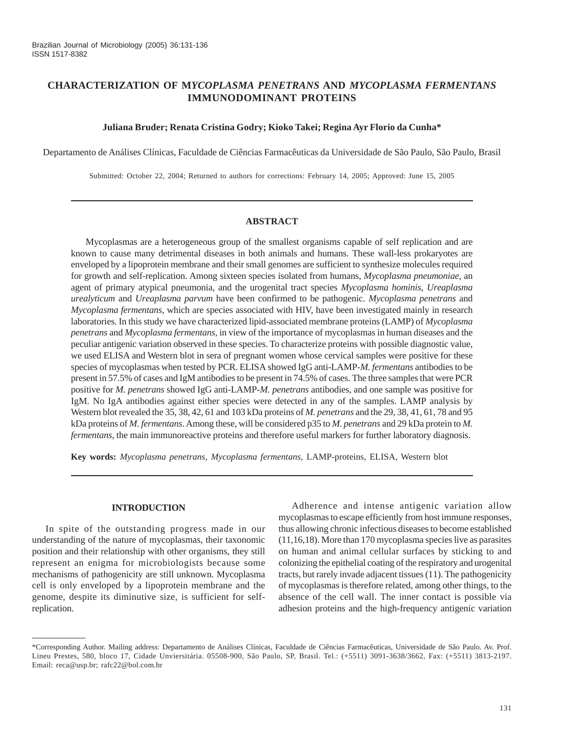# CHARACTERIZATION OF M*YCOPLASMA PENETRANS* AND *MYCOPLASMA FERMENTANS* IMMUNODOMINANT PROTEINS

**Juliana Bruder; Renata Cristina Godry; Kioko Takei; Regina Ayr Florio da Cunha***

Departamento de Análises Clínicas, Faculdade de Ciências Farmacêuticas da Universidade de São Paulo, São Paulo, Brasil

Submitted: October 22, 2004; Returned to authors for corrections: February 14, 2005; Approved: June 15, 2005

## ABSTRACT

Mycoplasmas are a heterogeneous group of the smallest organisms capable of self replication and are known to cause many detrimental diseases in both animals and humans. These wall-less prokaryotes are enveloped by a lipoprotein membrane and their small genomes are sufficient to synthesize molecules required for growth and self-replication. Among sixteen species isolated from humans, *Mycoplasma pneumoniae*, an agent of primary atypical pneumonia, and the urogenital tract species *Mycoplasma hominis*, *Ureaplasma urealyticum* and *Ureaplasma parvum* have been confirmed to be pathogenic. *Mycoplasma penetrans* and *Mycoplasma fermentans*, which are species associated with HIV, have been investigated mainly in research laboratories. In this study we have characterized lipid-associated membrane proteins (LAMP) of *Mycoplasma penetrans* and *Mycoplasma fermentans*, in view of the importance of mycoplasmas in human diseases and the peculiar antigenic variation observed in these species. To characterize proteins with possible diagnostic value, we used ELISA and Western blot in sera of pregnant women whose cervical samples were positive for these species of mycoplasmas when tested by PCR. ELISA showed IgG anti-LAMP-*M. fermentans* antibodies to be present in 57.5% of cases and IgM antibodies to be present in 74.5% of cases. The three samples that were PCR positive for *M. penetrans* showed IgG anti-LAMP-*M. penetrans* antibodies, and one sample was positive for IgM. No IgA antibodies against either species were detected in any of the samples. LAMP analysis by Western blot revealed the 35, 38, 42, 61 and 103 kDa proteins of *M. penetrans* and the 29, 38, 41, 61, 78 and 95 kDa proteins of *M. fermentans*. Among these, will be considered p35 to *M. penetrans* and 29 kDa protein to *M. fermentans*, the main immunoreactive proteins and therefore useful markers for further laboratory diagnosis.

**Key words:** *Mycoplasma penetrans, Mycoplasma fermentans,* LAMP-proteins, ELISA, Western blot

## INTRODUCTION

In spite of the outstanding progress made in our understanding of the nature of mycoplasmas, their taxonomic position and their relationship with other organisms, they still represent an enigma for microbiologists because some mechanisms of pathogenicity are still unknown. Mycoplasma cell is only enveloped by a lipoprotein membrane and the genome, despite its diminutive size, is sufficient for self-replication.

Adherence and intense antigenic variation allow mycoplasmas to escape efficiently from host immune responses, thus allowing chronic infectious diseases to become established (11,16,18). More than 170 mycoplasma species live as parasites on human and animal cellular surfaces by sticking to and colonizing the epithelial coating of the respiratory and urogenital tracts, but rarely invade adjacent tissues (11). The pathogenicity of mycoplasmas is therefore related, among other things, to the absence of the cell wall. The inner contact is possible via adhesion proteins and the high-frequency antigenic variation

*Corresponding Author. Mailing address: Departamento de Análises Clínicas, Faculdade de Ciências Farmacêuticas, Universidade de São Paulo. Av. Prof. Lineu Prestes, 580, bloco 17, Cidade Unviersitária. 05508-900, São Paulo, SP, Brasil. Tel.: (+5511) 3091-3638/3662, Fax: (+5511) 3813-2197. Email: reca@usp.br; rafc22@bol.com.br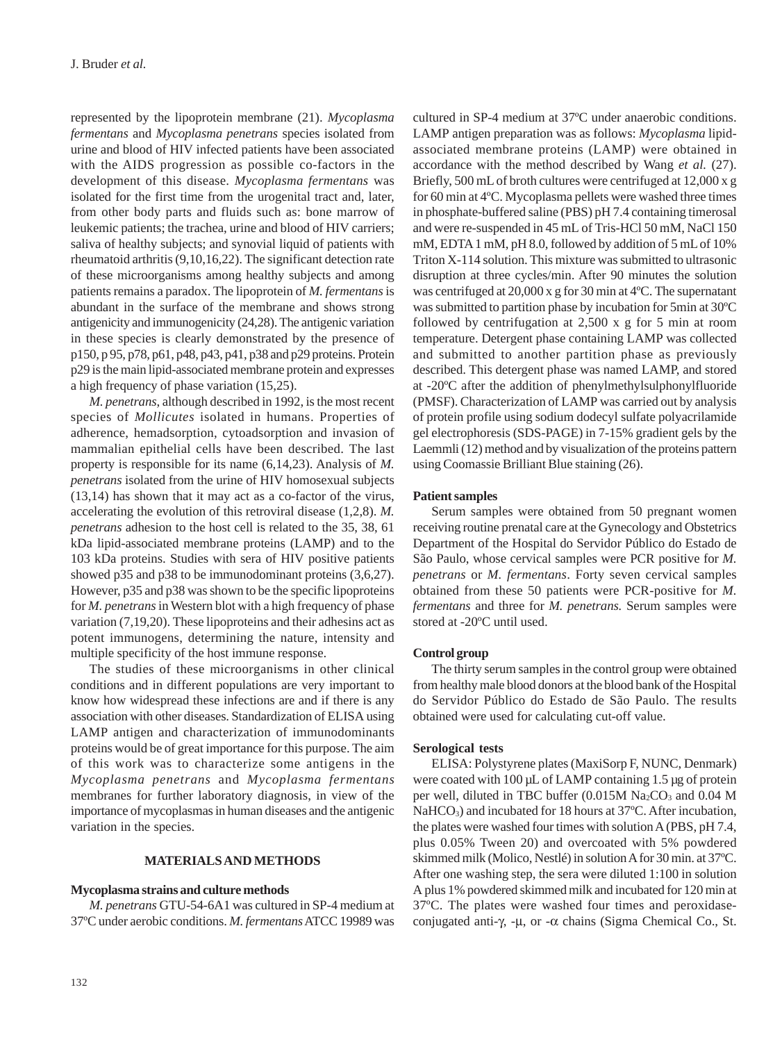represented by the lipoprotein membrane (21). *Mycoplasma fermentans* and *Mycoplasma penetrans* species isolated from urine and blood of HIV infected patients have been associated with the AIDS progression as possible co-factors in the development of this disease. *Mycoplasma fermentans* was isolated for the first time from the urogenital tract and, later, from other body parts and fluids such as: bone marrow of leukemic patients; the trachea, urine and blood of HIV carriers; saliva of healthy subjects; and synovial liquid of patients with rheumatoid arthritis (9,10,16,22). The significant detection rate of these microorganisms among healthy subjects and among patients remains a paradox. The lipoprotein of *M. fermentans* is abundant in the surface of the membrane and shows strong antigenicity and immunogenicity (24,28). The antigenic variation in these species is clearly demonstrated by the presence of p150, p 95, p78, p61, p48, p43, p41, p38 and p29 proteins. Protein p29 is the main lipid-associated membrane protein and expresses a high frequency of phase variation (15,25).

*M. penetrans*, although described in 1992, is the most recent species of *Mollicutes* isolated in humans. Properties of adherence, hemadsorption, cytoadsorption and invasion of mammalian epithelial cells have been described. The last property is responsible for its name (6,14,23). Analysis of *M. penetrans* isolated from the urine of HIV homosexual subjects (13,14) has shown that it may act as a co-factor of the virus, accelerating the evolution of this retroviral disease (1,2,8). *M. penetrans* adhesion to the host cell is related to the 35, 38, 61 kDa lipid-associated membrane proteins (LAMP) and to the 103 kDa proteins. Studies with sera of HIV positive patients showed p35 and p38 to be immunodominant proteins (3,6,27). However, p35 and p38 was shown to be the specific lipoproteins for *M. penetrans* in Western blot with a high frequency of phase variation (7,19,20). These lipoproteins and their adhesins act as potent immunogens, determining the nature, intensity and multiple specificity of the host immune response.

The studies of these microorganisms in other clinical conditions and in different populations are very important to know how widespread these infections are and if there is any association with other diseases. Standardization of ELISA using LAMP antigen and characterization of immunodominants proteins would be of great importance for this purpose. The aim of this work was to characterize some antigens in the *Mycoplasma penetrans* and *Mycoplasma fermentans* membranes for further laboratory diagnosis, in view of the importance of mycoplasmas in human diseases and the antigenic variation in the species.

## MATERIALS AND METHODS

### Mycoplasma strains and culture methods

*M. penetrans* GTU-54-6A1 was cultured in SP-4 medium at 37ºC under aerobic conditions. *M. fermentans* ATCC 19989 was cultured in SP-4 medium at 37ºC under anaerobic conditions. LAMP antigen preparation was as follows: *Mycoplasma* lipid-associated membrane proteins (LAMP) were obtained in accordance with the method described by Wang *et al.* (27). Briefly, 500 mL of broth cultures were centrifuged at 12,000 x g for 60 min at 4ºC. Mycoplasma pellets were washed three times in phosphate-buffered saline (PBS) pH 7.4 containing timerosal and were re-suspended in 45 mL of Tris-HCl 50 mM, NaCl 150 mM, EDTA 1 mM, pH 8.0, followed by addition of 5 mL of 10% Triton X-114 solution. This mixture was submitted to ultrasonic disruption at three cycles/min. After 90 minutes the solution was centrifuged at 20,000 x g for 30 min at 4ºC. The supernatant was submitted to partition phase by incubation for 5min at 30ºC followed by centrifugation at 2,500 x g for 5 min at room temperature. Detergent phase containing LAMP was collected and submitted to another partition phase as previously described. This detergent phase was named LAMP, and stored at -20ºC after the addition of phenylmethylsulphonylfluoride (PMSF). Characterization of LAMP was carried out by analysis of protein profile using sodium dodecyl sulfate polyacrilamide gel electrophoresis (SDS-PAGE) in 7-15% gradient gels by the Laemmli (12) method and by visualization of the proteins pattern using Coomassie Brilliant Blue staining (26).

### Patient samples

Serum samples were obtained from 50 pregnant women receiving routine prenatal care at the Gynecology and Obstetrics Department of the Hospital do Servidor Público do Estado de São Paulo, whose cervical samples were PCR positive for *M. penetrans* or *M. fermentans*. Forty seven cervical samples obtained from these 50 patients were PCR-positive for *M. fermentans* and three for *M. penetrans.* Serum samples were stored at -20ºC until used.

### Control group

The thirty serum samples in the control group were obtained from healthy male blood donors at the blood bank of the Hospital do Servidor Público do Estado de São Paulo. The results obtained were used for calculating cut-off value.

### Serological tests

ELISA: Polystyrene plates (MaxiSorp F, NUNC, Denmark) were coated with 100 µL of LAMP containing 1.5 µg of protein per well, diluted in TBC buffer (0.015M $Na_2CO_3$ and 0.04 M $NaHCO_3$) and incubated for 18 hours at 37ºC. After incubation, the plates were washed four times with solution A (PBS, pH 7.4, plus 0.05% Tween 20) and overcoated with 5% powdered skimmed milk (Molico, Nestlé) in solution A for 30 min. at 37ºC. After one washing step, the sera were diluted 1:100 in solution A plus 1% powdered skimmed milk and incubated for 120 min at 37ºC. The plates were washed four times and peroxidase-conjugated anti-$\gamma$, -$\mu$, or -$\alpha$ chains (Sigma Chemical Co., St.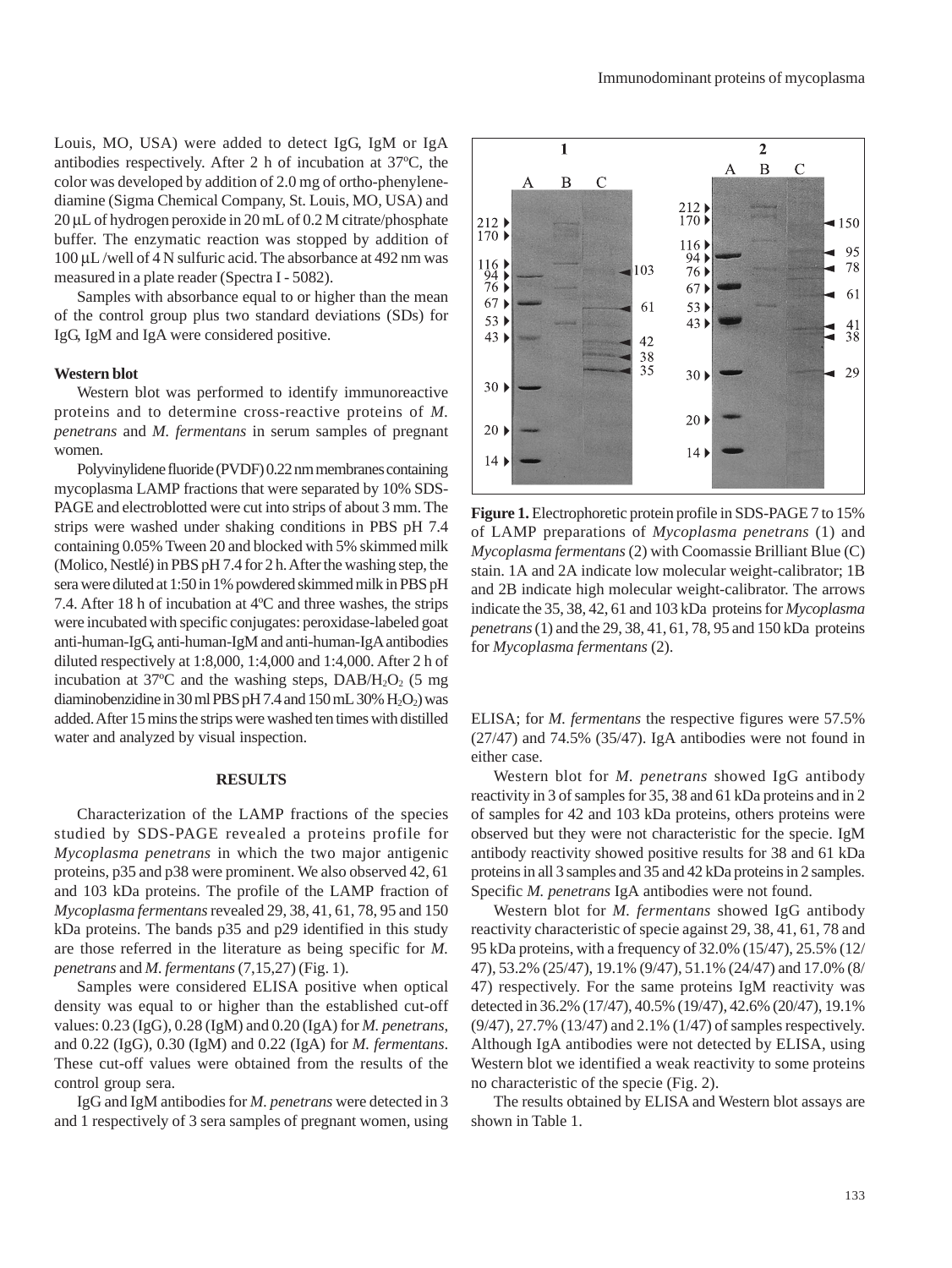Louis, MO, USA) were added to detect IgG, IgM or IgA antibodies respectively. After 2 h of incubation at 37ºC, the color was developed by addition of 2.0 mg of ortho-phenylene-diamine (Sigma Chemical Company, St. Louis, MO, USA) and 20 µL of hydrogen peroxide in 20 mL of 0.2 M citrate/phosphate buffer. The enzymatic reaction was stopped by addition of 100 µL /well of 4 N sulfuric acid. The absorbance at 492 nm was measured in a plate reader (Spectra I - 5082).

Samples with absorbance equal to or higher than the mean of the control group plus two standard deviations (SDs) for IgG, IgM and IgA were considered positive.

#### Western blot

Western blot was performed to identify immunoreactive proteins and to determine cross-reactive proteins of *M. penetrans* and *M. fermentans* in serum samples of pregnant women.

Polyvinylidene fluoride (PVDF) 0.22 nm membranes containing mycoplasma LAMP fractions that were separated by 10% SDS-PAGE and electroblotted were cut into strips of about 3 mm. The strips were washed under shaking conditions in PBS pH 7.4 containing 0.05% Tween 20 and blocked with 5% skimmed milk (Molico, Nestlé) in PBS pH 7.4 for 2 h. After the washing step, the sera were diluted at 1:50 in 1% powdered skimmed milk in PBS pH 7.4. After 18 h of incubation at 4ºC and three washes, the strips were incubated with specific conjugates: peroxidase-labeled goat anti-human-IgG, anti-human-IgM and anti-human-IgA antibodies diluted respectively at 1:8,000, 1:4,000 and 1:4,000. After 2 h of incubation at 37ºC and the washing steps, DAB/$H_2O_2$ (5 mg diaminobenzidine in 30 ml PBS pH 7.4 and 150 mL 30% $H_2O_2$) was added. After 15 mins the strips were washed ten times with distilled water and analyzed by visual inspection.

### RESULTS

Characterization of the LAMP fractions of the species studied by SDS-PAGE revealed a proteins profile for *Mycoplasma penetrans* in which the two major antigenic proteins, p35 and p38 were prominent. We also observed 42, 61 and 103 kDa proteins. The profile of the LAMP fraction of *Mycoplasma fermentans* revealed 29, 38, 41, 61, 78, 95 and 150 kDa proteins. The bands p35 and p29 identified in this study are those referred in the literature as being specific for *M. penetrans* and *M. fermentans* (7,15,27) (Fig. 1).

**Figure 1.** Electrophoretic protein profile in SDS-PAGE 7 to 15% of LAMP preparations of *Mycoplasma penetrans* (1) and *Mycoplasma fermentans* (2) with Coomassie Brilliant Blue (C) stain. 1A and 2A indicate low molecular weight-calibrator; 1B and 2B indicate high molecular weight-calibrator. The arrows indicate the 35, 38, 42, 61 and 103 kDa proteins for *Mycoplasma penetrans* (1) and the 29, 38, 41, 61, 78, 95 and 150 kDa proteins for *Mycoplasma fermentans* (2).

Samples were considered ELISA positive when optical density was equal to or higher than the established cut-off values: 0.23 (IgG), 0.28 (IgM) and 0.20 (IgA) for *M. penetrans*, and 0.22 (IgG), 0.30 (IgM) and 0.22 (IgA) for *M. fermentans*. These cut-off values were obtained from the results of the control group sera.

IgG and IgM antibodies for *M. penetrans* were detected in 3 and 1 respectively of 3 sera samples of pregnant women, using ELISA; for *M. fermentans* the respective figures were 57.5% (27/47) and 74.5% (35/47). IgA antibodies were not found in either case.

Western blot for *M. penetrans* showed IgG antibody reactivity in 3 of samples for 35, 38 and 61 kDa proteins and in 2 of samples for 42 and 103 kDa proteins, others proteins were observed but they were not characteristic for the specie. IgM antibody reactivity showed positive results for 38 and 61 kDa proteins in all 3 samples and 35 and 42 kDa proteins in 2 samples. Specific *M. penetrans* IgA antibodies were not found.

Western blot for *M. fermentans* showed IgG antibody reactivity characteristic of specie against 29, 38, 41, 61, 78 and 95 kDa proteins, with a frequency of 32.0% (15/47), 25.5% (12/47), 53.2% (25/47), 19.1% (9/47), 51.1% (24/47) and 17.0% (8/47) respectively. For the same proteins IgM reactivity was detected in 36.2% (17/47), 40.5% (19/47), 42.6% (20/47), 19.1% (9/47), 27.7% (13/47) and 2.1% (1/47) of samples respectively. Although IgA antibodies were not detected by ELISA, using Western blot we identified a weak reactivity to some proteins no characteristic of the specie (Fig. 2).

The results obtained by ELISA and Western blot assays are shown in Table 1.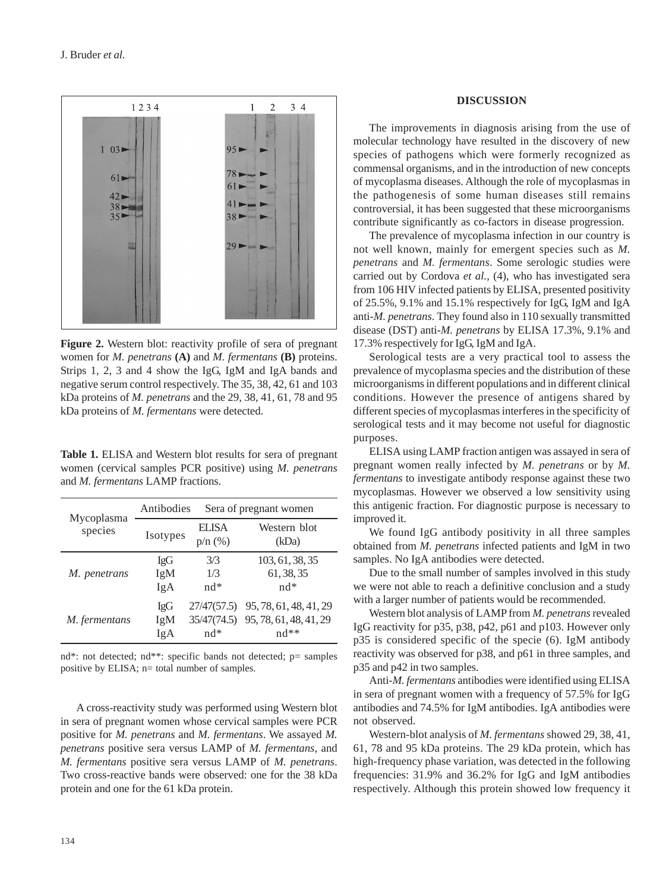**Figure 2.** Western blot: reactivity profile of sera of pregnant women for *M. penetrans* **(A)** and *M. fermentans* **(B)** proteins. Strips 1, 2, 3 and 4 show the IgG, IgM and IgA bands and negative serum control respectively. The 35, 38, 42, 61 and 103 kDa proteins of *M. penetrans* and the 29, 38, 41, 61, 78 and 95 kDa proteins of *M. fermentans* were detected.

**Table 1.** ELISA and Western blot results for sera of pregnant women (cervical samples PCR positive) using *M. penetrans* and *M. fermentans* LAMP fractions.

| Mycoplasma species | Antibodies | Sera of pregnant women | |
|---|---|---|---|
| | Isotypes | ELISA p/n (%) | Western blot (kDa) |
| *M. penetrans* | IgG | 3/3 | 103, 61, 38, 35 |
| | IgM | 1/3 | 61, 38, 35 |
| | IgA | nd* | nd* |
| *M. fermentans* | IgG | 27/47(57.5) | 95, 78, 61, 48, 41, 29 |
| | IgM | 35/47(74.5) | 95, 78, 61, 48, 41, 29 |
| | IgA | nd* | nd** |

nd*: not detected; nd**: specific bands not detected; p= samples positive by ELISA; n= total number of samples.

A cross-reactivity study was performed using Western blot in sera of pregnant women whose cervical samples were PCR positive for *M. penetrans* and *M. fermentans*. We assayed *M. penetrans* positive sera versus LAMP of *M. fermentans*, and *M. fermentans* positive sera versus LAMP of *M. penetrans*. Two cross-reactive bands were observed: one for the 38 kDa protein and one for the 61 kDa protein.

## DISCUSSION

The improvements in diagnosis arising from the use of molecular technology have resulted in the discovery of new species of pathogens which were formerly recognized as commensal organisms, and in the introduction of new concepts of mycoplasma diseases. Although the role of mycoplasmas in the pathogenesis of some human diseases still remains controversial, it has been suggested that these microorganisms contribute significantly as co-factors in disease progression.

The prevalence of mycoplasma infection in our country is not well known, mainly for emergent species such as *M. penetrans* and *M. fermentans*. Some serologic studies were carried out by Cordova *et al.*, (4), who has investigated sera from 106 HIV infected patients by ELISA, presented positivity of 25.5%, 9.1% and 15.1% respectively for IgG, IgM and IgA anti-*M. penetrans*. They found also in 110 sexually transmitted disease (DST) anti-*M. penetrans* by ELISA 17.3%, 9.1% and 17.3% respectively for IgG, IgM and IgA.

Serological tests are a very practical tool to assess the prevalence of mycoplasma species and the distribution of these microorganisms in different populations and in different clinical conditions. However the presence of antigens shared by different species of mycoplasmas interferes in the specificity of serological tests and it may become not useful for diagnostic purposes.

ELISA using LAMP fraction antigen was assayed in sera of pregnant women really infected by *M. penetrans* or by *M. fermentans* to investigate antibody response against these two mycoplasmas. However we observed a low sensitivity using this antigenic fraction. For diagnostic purpose is necessary to improved it.

We found IgG antibody positivity in all three samples obtained from *M. penetrans* infected patients and IgM in two samples. No IgA antibodies were detected.

Due to the small number of samples involved in this study we were not able to reach a definitive conclusion and a study with a larger number of patients would be recommended.

Western blot analysis of LAMP from *M. penetrans* revealed IgG reactivity for p35, p38, p42, p61 and p103. However only p35 is considered specific of the specie (6). IgM antibody reactivity was observed for p38, and p61 in three samples, and p35 and p42 in two samples.

Anti-*M. fermentans* antibodies were identified using ELISA in sera of pregnant women with a frequency of 57.5% for IgG antibodies and 74.5% for IgM antibodies. IgA antibodies were not observed.

Western-blot analysis of *M. fermentans* showed 29, 38, 41, 61, 78 and 95 kDa proteins. The 29 kDa protein, which has high-frequency phase variation, was detected in the following frequencies: 31.9% and 36.2% for IgG and IgM antibodies respectively. Although this protein showed low frequency it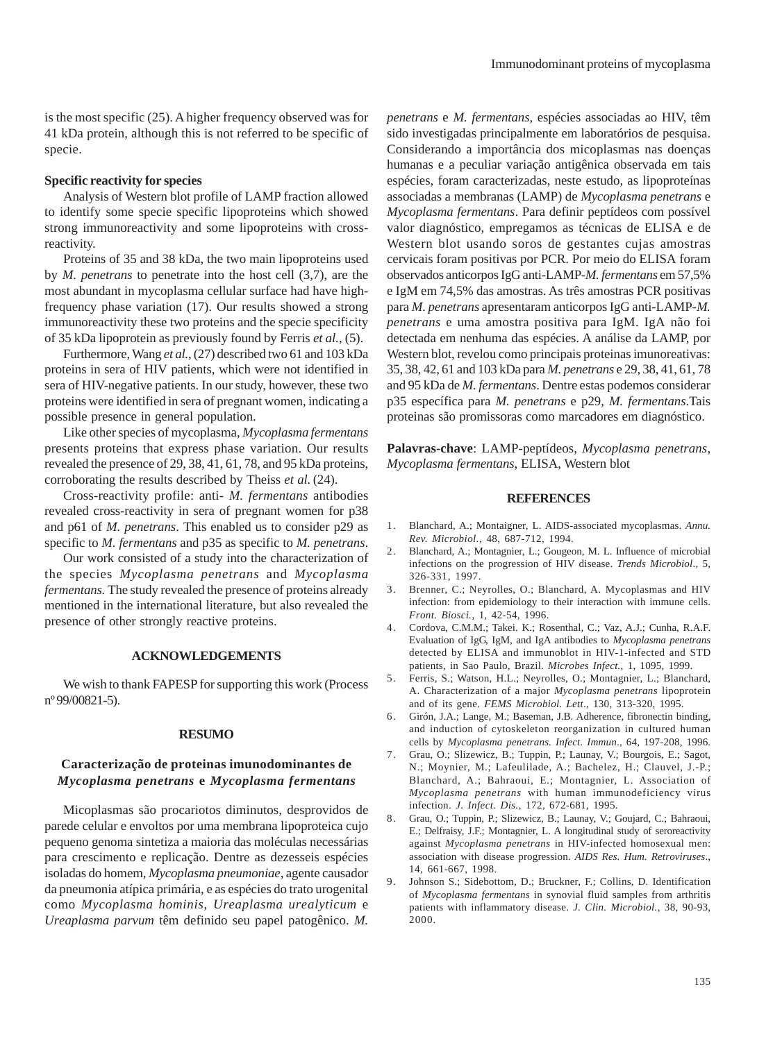is the most specific (25). A higher frequency observed was for 41 kDa protein, although this is not referred to be specific of specie.

**Specific reactivity for species**

Analysis of Western blot profile of LAMP fraction allowed to identify some specie specific lipoproteins which showed strong immunoreactivity and some lipoproteins with cross-reactivity.

Proteins of 35 and 38 kDa, the two main lipoproteins used by *M. penetrans* to penetrate into the host cell (3,7), are the most abundant in mycoplasma cellular surface had have high-frequency phase variation (17). Our results showed a strong immunoreactivity these two proteins and the specie specificity of 35 kDa lipoprotein as previously found by Ferris *et al.*, (5).

Furthermore, Wang *et al.*, (27) described two 61 and 103 kDa proteins in sera of HIV patients, which were not identified in sera of HIV-negative patients. In our study, however, these two proteins were identified in sera of pregnant women, indicating a possible presence in general population.

Like other species of mycoplasma, *Mycoplasma fermentans* presents proteins that express phase variation. Our results revealed the presence of 29, 38, 41, 61, 78, and 95 kDa proteins, corroborating the results described by Theiss *et al.* (24).

Cross-reactivity profile: anti- *M. fermentans* antibodies revealed cross-reactivity in sera of pregnant women for p38 and p61 of *M. penetrans*. This enabled us to consider p29 as specific to *M. fermentans* and p35 as specific to *M. penetrans*.

Our work consisted of a study into the characterization of the species *Mycoplasma penetrans* and *Mycoplasma fermentans.* The study revealed the presence of proteins already mentioned in the international literature, but also revealed the presence of other strongly reactive proteins.

## ACKNOWLEDGEMENTS

We wish to thank FAPESP for supporting this work (Process nº 99/00821-5).

## RESUMO

### Caracterização de proteinas imunodominantes de *Mycoplasma penetrans* e *Mycoplasma fermentans*

Micoplasmas são procariotos diminutos, desprovidos de parede celular e envoltos por uma membrana lipoproteica cujo pequeno genoma sintetiza a maioria das moléculas necessárias para crescimento e replicação. Dentre as dezesseis espécies isoladas do homem, *Mycoplasma pneumoniae*, agente causador da pneumonia atípica primária, e as espécies do trato urogenital como *Mycoplasma hominis*, *Ureaplasma urealyticum* e *Ureaplasma parvum* têm definido seu papel patogênico. *M. penetrans* e *M. fermentans*, espécies associadas ao HIV, têm sido investigadas principalmente em laboratórios de pesquisa. Considerando a importância dos micoplasmas nas doenças humanas e a peculiar variação antigênica observada em tais espécies, foram caracterizadas, neste estudo, as lipoproteínas associadas a membranas (LAMP) de *Mycoplasma penetrans* e *Mycoplasma fermentans*. Para definir peptídeos com possível valor diagnóstico, empregamos as técnicas de ELISA e de Western blot usando soros de gestantes cujas amostras cervicais foram positivas por PCR. Por meio do ELISA foram observados anticorpos IgG anti-LAMP-*M. fermentans* em 57,5% e IgM em 74,5% das amostras. As três amostras PCR positivas para *M. penetrans* apresentaram anticorpos IgG anti-LAMP-*M. penetrans* e uma amostra positiva para IgM. IgA não foi detectada em nenhuma das espécies. A análise da LAMP, por Western blot, revelou como principais proteinas imunoreativas: 35, 38, 42, 61 and 103 kDa para *M. penetrans* e 29, 38, 41, 61, 78 and 95 kDa de *M. fermentans*. Dentre estas podemos considerar p35 específica para *M. penetrans* e p29, *M. fermentans*.Tais proteinas são promissoras como marcadores em diagnóstico.

**Palavras-chave**: LAMP-peptídeos, *Mycoplasma penetrans*, *Mycoplasma fermentans*, ELISA, Western blot

## REFERENCES

1. Blanchard, A.; Montaigner, L. AIDS-associated mycoplasmas. *Annu. Rev. Microbiol.*, 48, 687-712, 1994.
2. Blanchard, A.; Montagnier, L.; Gougeon, M. L. Influence of microbial infections on the progression of HIV disease. *Trends Microbiol*., 5, 326-331, 1997.
3. Brenner, C.; Neyrolles, O.; Blanchard, A. Mycoplasmas and HIV infection: from epidemiology to their interaction with immune cells. *Front. Biosci.*, 1, 42-54, 1996.
4. Cordova, C.M.M.; Takei. K.; Rosenthal, C.; Vaz, A.J.; Cunha, R.A.F. Evaluation of IgG, IgM, and IgA antibodies to *Mycoplasma penetrans* detected by ELISA and immunoblot in HIV-1-infected and STD patients, in Sao Paulo, Brazil. *Microbes Infect.*, 1, 1095, 1999.
5. Ferris, S.; Watson, H.L.; Neyrolles, O.; Montagnier, L.; Blanchard, A. Characterization of a major *Mycoplasma penetrans* lipoprotein and of its gene. *FEMS Microbiol. Lett*., 130, 313-320, 1995.
6. Girón, J.A.; Lange, M.; Baseman, J.B. Adherence, fibronectin binding, and induction of cytoskeleton reorganization in cultured human cells by *Mycoplasma penetrans. Infect. Immun*., 64, 197-208, 1996.
7. Grau, O.; Slizewicz, B.; Tuppin, P.; Launay, V.; Bourgois, E.; Sagot, N.; Moynier, M.; Lafeulilade, A.; Bachelez, H.; Clauvel, J.-P.; Blanchard, A.; Bahraoui, E.; Montagnier, L. Association of *Mycoplasma penetrans* with human immunodeficiency virus infection. *J. Infect. Dis.*, 172, 672-681, 1995.
8. Grau, O.; Tuppin, P.; Slizewicz, B.; Launay, V.; Goujard, C.; Bahraoui, E.; Delfraisy, J.F.; Montagnier, L. A longitudinal study of seroreactivity against *Mycoplasma penetrans* in HIV-infected homosexual men: association with disease progression. *AIDS Res. Hum. Retroviruses*., 14, 661-667, 1998.
9. Johnson S.; Sidebottom, D.; Bruckner, F.; Collins, D. Identification of *Mycoplasma fermentans* in synovial fluid samples from arthritis patients with inflammatory disease. *J. Clin. Microbiol.*, 38, 90-93, 2000.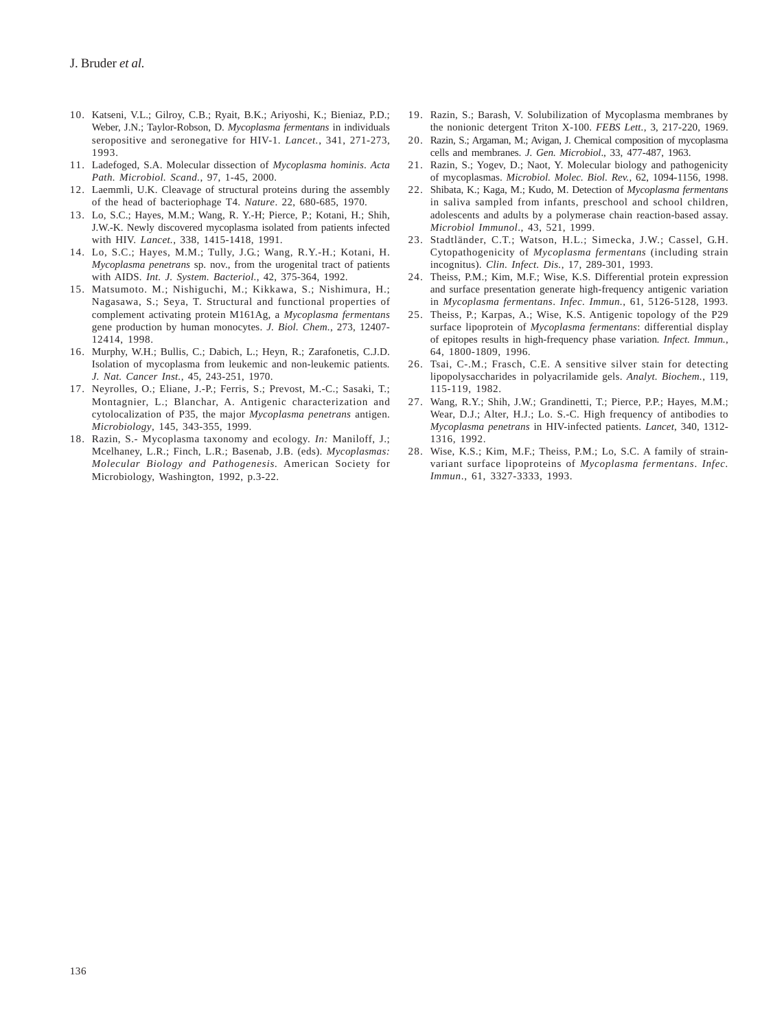10. Katseni, V.L.; Gilroy, C.B.; Ryait, B.K.; Ariyoshi, K.; Bieniaz, P.D.; Weber, J.N.; Taylor-Robson, D. *Mycoplasma fermentans* in individuals seropositive and seronegative for HIV-1. *Lancet.*, 341, 271-273, 1993.
11. Ladefoged, S.A. Molecular dissection of *Mycoplasma hominis*. *Acta Path. Microbiol. Scand.*, 97, 1-45, 2000.
12. Laemmli, U.K. Cleavage of structural proteins during the assembly of the head of bacteriophage T4. *Nature*. 22, 680-685, 1970.
13. Lo, S.C.; Hayes, M.M.; Wang, R. Y.-H; Pierce, P.; Kotani, H.; Shih, J.W.-K. Newly discovered mycoplasma isolated from patients infected with HIV. *Lancet.*, 338, 1415-1418, 1991.
14. Lo, S.C.; Hayes, M.M.; Tully, J.G.; Wang, R.Y.-H.; Kotani, H. *Mycoplasma penetrans* sp. nov., from the urogenital tract of patients with AIDS. *Int. J. System. Bacteriol.*, 42, 375-364, 1992.
15. Matsumoto. M.; Nishiguchi, M.; Kikkawa, S.; Nishimura, H.; Nagasawa, S.; Seya, T. Structural and functional properties of complement activating protein M161Ag, a *Mycoplasma fermentans* gene production by human monocytes. *J. Biol. Chem.*, 273, 12407-12414, 1998.
16. Murphy, W.H.; Bullis, C.; Dabich, L.; Heyn, R.; Zarafonetis, C.J.D. Isolation of mycoplasma from leukemic and non-leukemic patients. *J. Nat. Cancer Inst.*, 45, 243-251, 1970.
17. Neyrolles, O.; Eliane, J.-P.; Ferris, S.; Prevost, M.-C.; Sasaki, T.; Montagnier, L.; Blanchar, A. Antigenic characterization and cytolocalization of P35, the major *Mycoplasma penetrans* antigen. *Microbiology*, 145, 343-355, 1999.
18. Razin, S.- Mycoplasma taxonomy and ecology. *In:* Maniloff, J.; Mcelhaney, L.R.; Finch, L.R.; Basenab, J.B. (eds). *Mycoplasmas: Molecular Biology and Pathogenesis*. American Society for Microbiology, Washington, 1992, p.3-22.
19. Razin, S.; Barash, V. Solubilization of Mycoplasma membranes by the nonionic detergent Triton X-100. *FEBS Lett.*, 3, 217-220, 1969.
20. Razin, S.; Argaman, M.; Avigan, J. Chemical composition of mycoplasma cells and membranes. *J. Gen. Microbiol*., 33, 477-487, 1963.
21. Razin, S.; Yogev, D.; Naot, Y. Molecular biology and pathogenicity of mycoplasmas. *Microbiol. Molec. Biol. Rev.*, 62, 1094-1156, 1998.
22. Shibata, K.; Kaga, M.; Kudo, M. Detection of *Mycoplasma fermentans* in saliva sampled from infants, preschool and school children, adolescents and adults by a polymerase chain reaction-based assay. *Microbiol Immunol*., 43, 521, 1999.
23. Stadtländer, C.T.; Watson, H.L.; Simecka, J.W.; Cassel, G.H. Cytopathogenicity of *Mycoplasma fermentans* (including strain incognitus). *Clin. Infect. Dis.*, 17, 289-301, 1993.
24. Theiss, P.M.; Kim, M.F.; Wise, K.S. Differential protein expression and surface presentation generate high-frequency antigenic variation in *Mycoplasma fermentans*. *Infec. Immun.*, 61, 5126-5128, 1993.
25. Theiss, P.; Karpas, A.; Wise, K.S. Antigenic topology of the P29 surface lipoprotein of *Mycoplasma fermentans*: differential display of epitopes results in high-frequency phase variation. *Infect. Immun.*, 64, 1800-1809, 1996.
26. Tsai, C-.M.; Frasch, C.E. A sensitive silver stain for detecting lipopolysaccharides in polyacrilamide gels. *Analyt. Biochem.*, 119, 115-119, 1982.
27. Wang, R.Y.; Shih, J.W.; Grandinetti, T.; Pierce, P.P.; Hayes, M.M.; Wear, D.J.; Alter, H.J.; Lo. S.-C. High frequency of antibodies to *Mycoplasma penetrans* in HIV-infected patients. *Lancet*, 340, 1312-1316, 1992.
28. Wise, K.S.; Kim, M.F.; Theiss, P.M.; Lo, S.C. A family of strain-variant surface lipoproteins of *Mycoplasma fermentans*. *Infec. Immun.*, 61, 3327-3333, 1993.